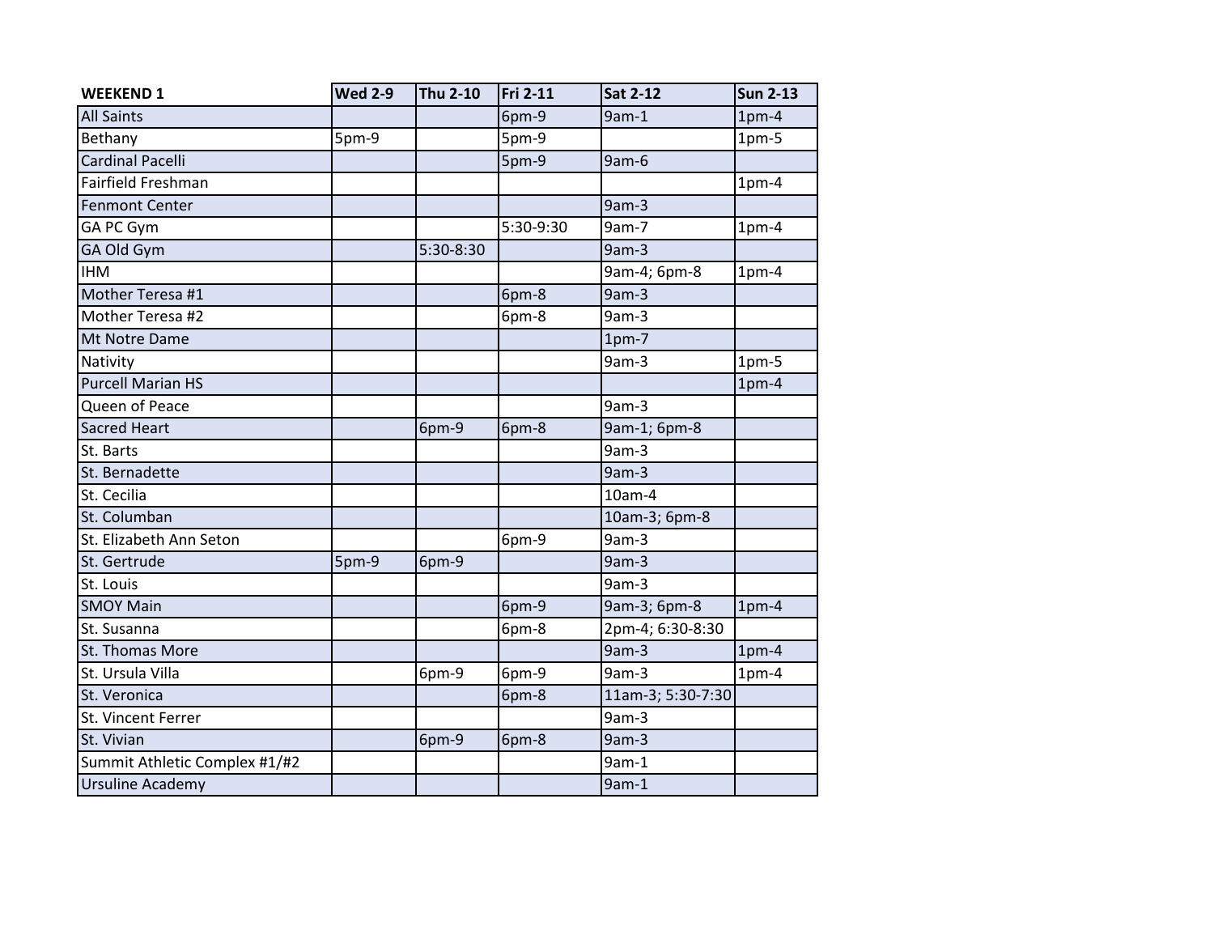| WEEKEND 1 | Wed 2-9 | Thu 2-10 | Fri 2-11 | Sat 2-12 | Sun 2-13 |
|---|---|---|---|---|---|
| All Saints | | | 6pm-9 | 9am-1 | 1pm-4 |
| Bethany | 5pm-9 | | 5pm-9 | | 1pm-5 |
| Cardinal Pacelli | | | 5pm-9 | 9am-6 | |
| Fairfield Freshman | | | | | 1pm-4 |
| Fenmont Center | | | | 9am-3 | |
| GA PC Gym | | | 5:30-9:30 | 9am-7 | 1pm-4 |
| GA Old Gym | | 5:30-8:30 | | 9am-3 | |
| IHM | | | | 9am-4; 6pm-8 | 1pm-4 |
| Mother Teresa #1 | | | 6pm-8 | 9am-3 | |
| Mother Teresa #2 | | | 6pm-8 | 9am-3 | |
| Mt Notre Dame | | | | 1pm-7 | |
| Nativity | | | | 9am-3 | 1pm-5 |
| Purcell Marian HS | | | | | 1pm-4 |
| Queen of Peace | | | | 9am-3 | |
| Sacred Heart | | 6pm-9 | 6pm-8 | 9am-1; 6pm-8 | |
| St. Barts | | | | 9am-3 | |
| St. Bernadette | | | | 9am-3 | |
| St. Cecilia | | | | 10am-4 | |
| St. Columban | | | | 10am-3; 6pm-8 | |
| St. Elizabeth Ann Seton | | | 6pm-9 | 9am-3 | |
| St. Gertrude | 5pm-9 | 6pm-9 | | 9am-3 | |
| St. Louis | | | | 9am-3 | |
| SMOY Main | | | 6pm-9 | 9am-3; 6pm-8 | 1pm-4 |
| St. Susanna | | | 6pm-8 | 2pm-4; 6:30-8:30 | |
| St. Thomas More | | | | 9am-3 | 1pm-4 |
| St. Ursula Villa | | 6pm-9 | 6pm-9 | 9am-3 | 1pm-4 |
| St. Veronica | | | 6pm-8 | 11am-3; 5:30-7:30 | |
| St. Vincent Ferrer | | | | 9am-3 | |
| St. Vivian | | 6pm-9 | 6pm-8 | 9am-3 | |
| Summit Athletic Complex #1/#2 | | | | 9am-1 | |
| Ursuline Academy | | | | 9am-1 | |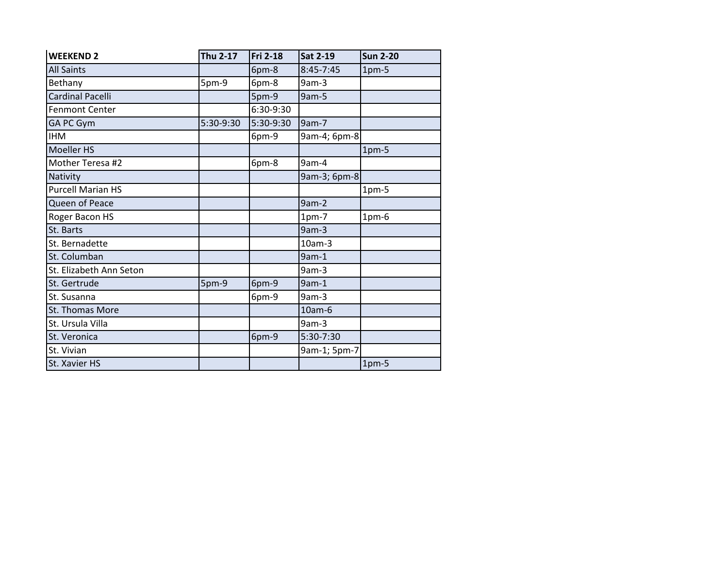| WEEKEND 2 | Thu 2-17 | Fri 2-18 | Sat 2-19 | Sun 2-20 |
|---|---|---|---|---|
| All Saints | | 6pm-8 | 8:45-7:45 | 1pm-5 |
| Bethany | 5pm-9 | 6pm-8 | 9am-3 | |
| Cardinal Pacelli | | 5pm-9 | 9am-5 | |
| Fenmont Center | | 6:30-9:30 | | |
| GA PC Gym | 5:30-9:30 | 5:30-9:30 | 9am-7 | |
| IHM | | 6pm-9 | 9am-4; 6pm-8 | |
| Moeller HS | | | | 1pm-5 |
| Mother Teresa #2 | | 6pm-8 | 9am-4 | |
| Nativity | | | 9am-3; 6pm-8 | |
| Purcell Marian HS | | | | 1pm-5 |
| Queen of Peace | | | 9am-2 | |
| Roger Bacon HS | | | 1pm-7 | 1pm-6 |
| St. Barts | | | 9am-3 | |
| St. Bernadette | | | 10am-3 | |
| St. Columban | | | 9am-1 | |
| St. Elizabeth Ann Seton | | | 9am-3 | |
| St. Gertrude | 5pm-9 | 6pm-9 | 9am-1 | |
| St. Susanna | | 6pm-9 | 9am-3 | |
| St. Thomas More | | | 10am-6 | |
| St. Ursula Villa | | | 9am-3 | |
| St. Veronica | | 6pm-9 | 5:30-7:30 | |
| St. Vivian | | | 9am-1; 5pm-7 | |
| St. Xavier HS | | | | 1pm-5 |